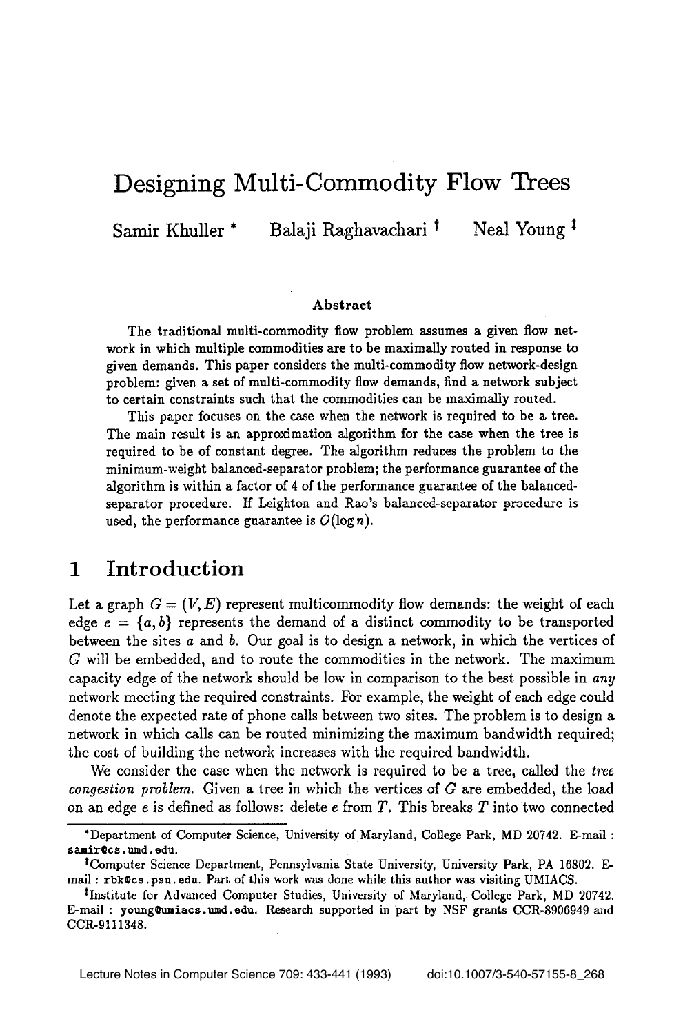# Designing Multi-Commodity Flow Trees

Samir Khuller * Balaji Raghavachari † Neal Young ‡

### Abstract

The traditional multi-commodity flow problem assumes a given flow network in which multiple commodities are to be maximally routed in response to given demands. This paper considers the multi-commodity flow network-design problem: given a set of multi-commodity flow demands, find a network subject to certain constraints such that the commodities can be maximally routed.

This paper focuses on the case when the network is required to be a tree. The main result is an approximation algorithm for the case when the tree is required to be of constant degree. The algorithm reduces the problem to the minimum-weight balanced-separator problem; the performance guarantee of the algorithm is within a factor of 4 of the performance guarantee of the balanced-separator procedure. If Leighton and Rao's balanced-separator procedure is used, the performance guarantee is $O(\log n)$.

## 1 Introduction

Let a graph $G = (V, E)$ represent multicommodity flow demands: the weight of each edge $e = \{a, b\}$ represents the demand of a distinct commodity to be transported between the sites $a$ and $b$. Our goal is to design a network, in which the vertices of $G$ will be embedded, and to route the commodities in the network. The maximum capacity edge of the network should be low in comparison to the best possible in *any* network meeting the required constraints. For example, the weight of each edge could denote the expected rate of phone calls between two sites. The problem is to design a network in which calls can be routed minimizing the maximum bandwidth required; the cost of building the network increases with the required bandwidth.

We consider the case when the network is required to be a tree, called the *tree congestion problem*. Given a tree in which the vertices of $G$ are embedded, the load on an edge $e$ is defined as follows: delete $e$ from $T$. This breaks $T$ into two connected

---

*Department of Computer Science, University of Maryland, College Park, MD 20742. E-mail : samir@cs.umd.edu.

†Computer Science Department, Pennsylvania State University, University Park, PA 16802. E-mail : rbk@cs.psu.edu. Part of this work was done while this author was visiting UMIACS.

‡Institute for Advanced Computer Studies, University of Maryland, College Park, MD 20742. E-mail : young@umiacs.umd.edu. Research supported in part by NSF grants CCR-8906949 and CCR-9111348.

Lecture Notes in Computer Science 709: 433-441 (1993) doi:10.1007/3-540-57155-8_268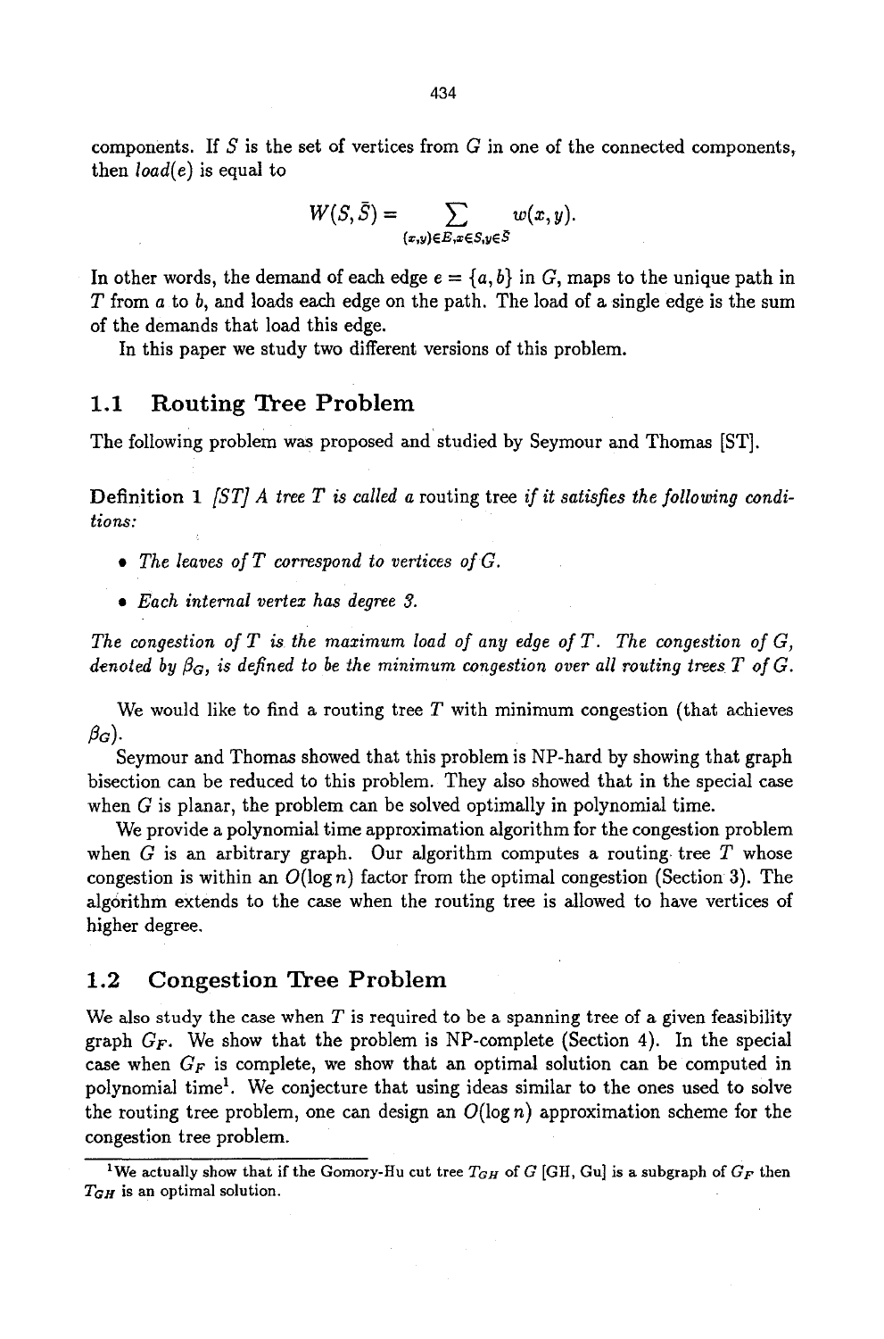components. If $S$ is the set of vertices from $G$ in one of the connected components, then $load(e)$ is equal to

$$W(S, \bar{S}) = \sum_{(x,y) \in E, x \in S, y \in \bar{S}} w(x, y).$$

In other words, the demand of each edge $e = \{a, b\}$ in $G$, maps to the unique path in $T$ from $a$ to $b$, and loads each edge on the path. The load of a single edge is the sum of the demands that load this edge.

In this paper we study two different versions of this problem.

## 1.1 Routing Tree Problem

The following problem was proposed and studied by Seymour and Thomas [ST].

**Definition 1** *[ST] A tree $T$ is called a* routing tree *if it satisfies the following conditions:*

- *The leaves of $T$ correspond to vertices of $G$.*
- *Each internal vertex has degree 3.*

*The congestion of $T$ is the maximum load of any edge of $T$. The congestion of $G$, denoted by $\beta_G$, is defined to be the minimum congestion over all routing trees $T$ of $G$.*

We would like to find a routing tree $T$ with minimum congestion (that achieves $\beta_G$).

Seymour and Thomas showed that this problem is NP-hard by showing that graph bisection can be reduced to this problem. They also showed that in the special case when $G$ is planar, the problem can be solved optimally in polynomial time.

We provide a polynomial time approximation algorithm for the congestion problem when $G$ is an arbitrary graph. Our algorithm computes a routing tree $T$ whose congestion is within an $O(\log n)$ factor from the optimal congestion (Section 3). The algorithm extends to the case when the routing tree is allowed to have vertices of higher degree.

## 1.2 Congestion Tree Problem

We also study the case when $T$ is required to be a spanning tree of a given feasibility graph $G_F$. We show that the problem is NP-complete (Section 4). In the special case when $G_F$ is complete, we show that an optimal solution can be computed in polynomial time[1]. We conjecture that using ideas similar to the ones used to solve the routing tree problem, one can design an $O(\log n)$ approximation scheme for the congestion tree problem.

---

[1] We actually show that if the Gomory-Hu cut tree $T_{GH}$ of $G$ [GH, Gu] is a subgraph of $G_F$ then $T_{GH}$ is an optimal solution.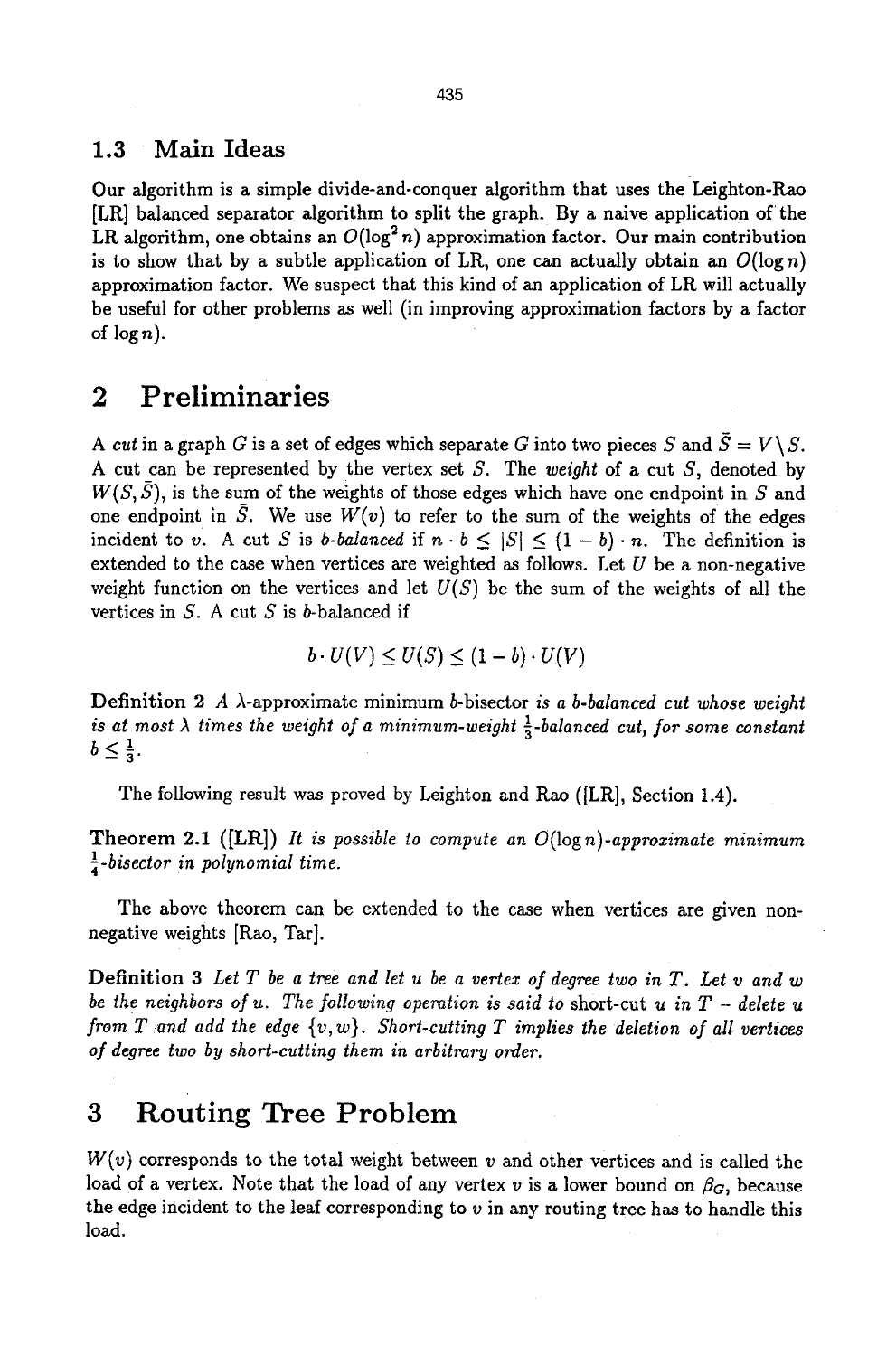### 1.3 Main Ideas

Our algorithm is a simple divide-and-conquer algorithm that uses the Leighton-Rao [LR] balanced separator algorithm to split the graph. By a naive application of the LR algorithm, one obtains an $O(\log^2 n)$ approximation factor. Our main contribution is to show that by a subtle application of LR, one can actually obtain an $O(\log n)$ approximation factor. We suspect that this kind of an application of LR will actually be useful for other problems as well (in improving approximation factors by a factor of $\log n$).

## 2 Preliminaries

A *cut* in a graph $G$ is a set of edges which separate $G$ into two pieces $S$ and $\bar{S} = V \setminus S$. A cut can be represented by the vertex set $S$. The *weight* of a cut $S$, denoted by $W(S, \bar{S})$, is the sum of the weights of those edges which have one endpoint in $S$ and one endpoint in $\bar{S}$. We use $W(v)$ to refer to the sum of the weights of the edges incident to $v$. A cut $S$ is *b-balanced* if $n \cdot b \leq |S| \leq (1 - b) \cdot n$. The definition is extended to the case when vertices are weighted as follows. Let $U$ be a non-negative weight function on the vertices and let $U(S)$ be the sum of the weights of all the vertices in $S$. A cut $S$ is $b$-balanced if

$$b \cdot U(V) \leq U(S) \leq (1 - b) \cdot U(V)$$

**Definition 2** *A $\lambda$-approximate minimum $b$-bisector is a $b$-balanced cut whose weight is at most $\lambda$ times the weight of a minimum-weight $\frac{1}{3}$-balanced cut, for some constant $b \leq \frac{1}{3}$.*

The following result was proved by Leighton and Rao ([LR], Section 1.4).

**Theorem 2.1** ([LR]) *It is possible to compute an $O(\log n)$-approximate minimum $\frac{1}{4}$-bisector in polynomial time.*

The above theorem can be extended to the case when vertices are given non-negative weights [Rao, Tar].

**Definition 3** *Let $T$ be a tree and let $u$ be a vertex of degree two in $T$. Let $v$ and $w$ be the neighbors of $u$. The following operation is said to* short-cut *$u$ in $T$ – delete $u$ from $T$ and add the edge $\{v, w\}$. Short-cutting $T$ implies the deletion of all vertices of degree two by short-cutting them in arbitrary order.*

## 3 Routing Tree Problem

$W(v)$ corresponds to the total weight between $v$ and other vertices and is called the load of a vertex. Note that the load of any vertex $v$ is a lower bound on $\beta_G$, because the edge incident to the leaf corresponding to $v$ in any routing tree has to handle this load.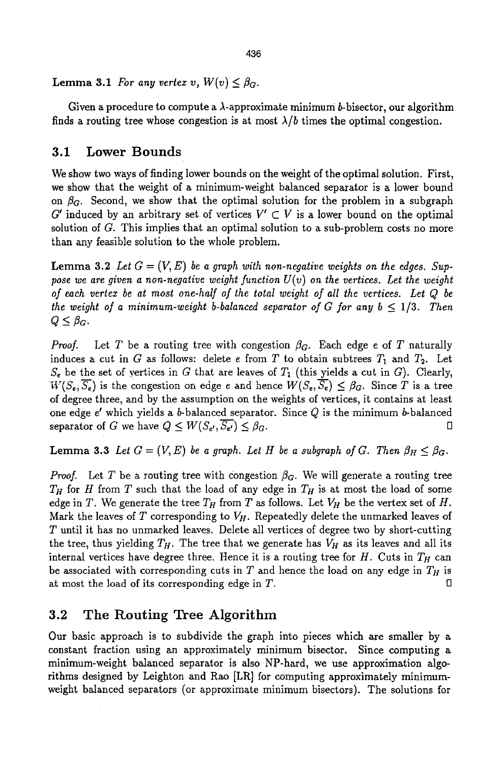**Lemma 3.1** *For any vertex $v$, $W(v) \leq \beta_G$.*

Given a procedure to compute a $\lambda$-approximate minimum $b$-bisector, our algorithm finds a routing tree whose congestion is at most $\lambda/b$ times the optimal congestion.

## 3.1 Lower Bounds

We show two ways of finding lower bounds on the weight of the optimal solution. First, we show that the weight of a minimum-weight balanced separator is a lower bound on $\beta_G$. Second, we show that the optimal solution for the problem in a subgraph $G'$ induced by an arbitrary set of vertices $V' \subset V$ is a lower bound on the optimal solution of $G$. This implies that an optimal solution to a sub-problem costs no more than any feasible solution to the whole problem.

**Lemma 3.2** *Let $G = (V, E)$ be a graph with non-negative weights on the edges. Suppose we are given a non-negative weight function $U(v)$ on the vertices. Let the weight of each vertex be at most one-half of the total weight of all the vertices. Let $Q$ be the weight of a minimum-weight $b$-balanced separator of $G$ for any $b \leq 1/3$. Then $Q \leq \beta_G$.*

*Proof.* Let $T$ be a routing tree with congestion $\beta_G$. Each edge $e$ of $T$ naturally induces a cut in $G$ as follows: delete $e$ from $T$ to obtain subtrees $T_1$ and $T_2$. Let $S_e$ be the set of vertices in $G$ that are leaves of $T_1$ (this yields a cut in $G$). Clearly, $W(S_e, \overline{S_e})$ is the congestion on edge $e$ and hence $W(S_e, \overline{S_e}) \leq \beta_G$. Since $T$ is a tree of degree three, and by the assumption on the weights of vertices, it contains at least one edge $e'$ which yields a $b$-balanced separator. Since $Q$ is the minimum $b$-balanced separator of $G$ we have $Q \leq W(S_{e'}, \overline{S_{e'}}) \leq \beta_G$. □

**Lemma 3.3** *Let $G = (V, E)$ be a graph. Let $H$ be a subgraph of $G$. Then $\beta_H \leq \beta_G$.*

*Proof.* Let $T$ be a routing tree with congestion $\beta_G$. We will generate a routing tree $T_H$ for $H$ from $T$ such that the load of any edge in $T_H$ is at most the load of some edge in $T$. We generate the tree $T_H$ from $T$ as follows. Let $V_H$ be the vertex set of $H$. Mark the leaves of $T$ corresponding to $V_H$. Repeatedly delete the unmarked leaves of $T$ until it has no unmarked leaves. Delete all vertices of degree two by short-cutting the tree, thus yielding $T_H$. The tree that we generate has $V_H$ as its leaves and all its internal vertices have degree three. Hence it is a routing tree for $H$. Cuts in $T_H$ can be associated with corresponding cuts in $T$ and hence the load on any edge in $T_H$ is at most the load of its corresponding edge in $T$. □

## 3.2 The Routing Tree Algorithm

Our basic approach is to subdivide the graph into pieces which are smaller by a constant fraction using an approximately minimum bisector. Since computing a minimum-weight balanced separator is also NP-hard, we use approximation algorithms designed by Leighton and Rao [LR] for computing approximately minimum-weight balanced separators (or approximate minimum bisectors). The solutions for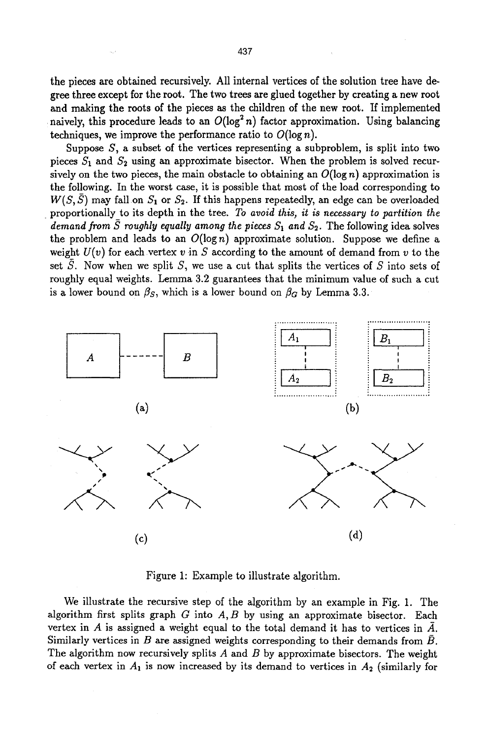the pieces are obtained recursively. All internal vertices of the solution tree have degree three except for the root. The two trees are glued together by creating a new root and making the roots of the pieces as the children of the new root. If implemented naively, this procedure leads to an $O(\log^2 n)$ factor approximation. Using balancing techniques, we improve the performance ratio to $O(\log n)$.

Suppose $S$, a subset of the vertices representing a subproblem, is split into two pieces $S_1$ and $S_2$ using an approximate bisector. When the problem is solved recursively on the two pieces, the main obstacle to obtaining an $O(\log n)$ approximation is the following. In the worst case, it is possible that most of the load corresponding to $W(S, \bar{S})$ may fall on $S_1$ or $S_2$. If this happens repeatedly, an edge can be overloaded proportionally to its depth in the tree. *To avoid this, it is necessary to partition the demand from $\bar{S}$ roughly equally among the pieces $S_1$ and $S_2$.* The following idea solves the problem and leads to an $O(\log n)$ approximate solution. Suppose we define a weight $U(v)$ for each vertex $v$ in $S$ according to the amount of demand from $v$ to the set $\bar{S}$. Now when we split $S$, we use a cut that splits the vertices of $S$ into sets of roughly equal weights. Lemma 3.2 guarantees that the minimum value of such a cut is a lower bound on $\beta_S$, which is a lower bound on $\beta_G$ by Lemma 3.3.

(a) (b) (c) (d)

Figure 1: Example to illustrate algorithm.

We illustrate the recursive step of the algorithm by an example in Fig. 1. The algorithm first splits graph $G$ into $A, B$ by using an approximate bisector. Each vertex in $A$ is assigned a weight equal to the total demand it has to vertices in $\bar{A}$. Similarly vertices in $B$ are assigned weights corresponding to their demands from $\bar{B}$. The algorithm now recursively splits $A$ and $B$ by approximate bisectors. The weight of each vertex in $A_1$ is now increased by its demand to vertices in $A_2$ (similarly for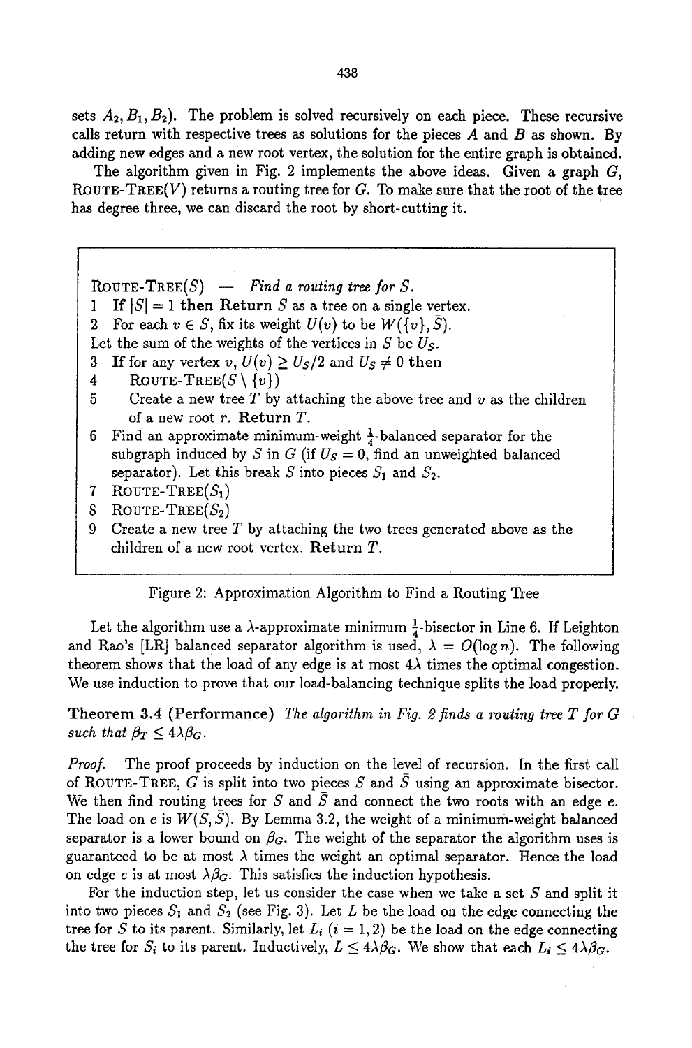sets $A_2, B_1, B_2$). The problem is solved recursively on each piece. These recursive calls return with respective trees as solutions for the pieces $A$ and $B$ as shown. By adding new edges and a new root vertex, the solution for the entire graph is obtained.

The algorithm given in Fig. 2 implements the above ideas. Given a graph $G$, ROUTE-TREE($V$) returns a routing tree for $G$. To make sure that the root of the tree has degree three, we can discard the root by short-cutting it.

```
ROUTE-TREE(S) — Find a routing tree for S.
1  If |S| = 1 then Return S as a tree on a single vertex.
2  For each v ∈ S, fix its weight U(v) to be W({v}, S̄).
   Let the sum of the weights of the vertices in S be U_S.
3  If for any vertex v, U(v) ≥ U_S/2 and U_S ≠ 0 then
4     ROUTE-TREE(S \ {v})
5     Create a new tree T by attaching the above tree and v as the children
      of a new root r. Return T.
6  Find an approximate minimum-weight 1/4-balanced separator for the
   subgraph induced by S in G (if U_S = 0, find an unweighted balanced
   separator). Let this break S into pieces S_1 and S_2.
7  ROUTE-TREE(S_1)
8  ROUTE-TREE(S_2)
9  Create a new tree T by attaching the two trees generated above as the
   children of a new root vertex. Return T.
```

Figure 2: Approximation Algorithm to Find a Routing Tree

Let the algorithm use a $\lambda$-approximate minimum $\frac{1}{4}$-bisector in Line 6. If Leighton and Rao's [LR] balanced separator algorithm is used, $\lambda = O(\log n)$. The following theorem shows that the load of any edge is at most $4\lambda$ times the optimal congestion. We use induction to prove that our load-balancing technique splits the load properly.

**Theorem 3.4 (Performance)** *The algorithm in Fig. 2 finds a routing tree $T$ for $G$ such that $\beta_T \leq 4\lambda\beta_G$.*

*Proof.* The proof proceeds by induction on the level of recursion. In the first call of ROUTE-TREE, $G$ is split into two pieces $S$ and $\bar{S}$ using an approximate bisector. We then find routing trees for $S$ and $\bar{S}$ and connect the two roots with an edge $e$. The load on $e$ is $W(S, \bar{S})$. By Lemma 3.2, the weight of a minimum-weight balanced separator is a lower bound on $\beta_G$. The weight of the separator the algorithm uses is guaranteed to be at most $\lambda$ times the weight an optimal separator. Hence the load on edge $e$ is at most $\lambda\beta_G$. This satisfies the induction hypothesis.

For the induction step, let us consider the case when we take a set $S$ and split it into two pieces $S_1$ and $S_2$ (see Fig. 3). Let $L$ be the load on the edge connecting the tree for $S$ to its parent. Similarly, let $L_i$ ($i = 1, 2$) be the load on the edge connecting the tree for $S_i$ to its parent. Inductively, $L \leq 4\lambda\beta_G$. We show that each $L_i \leq 4\lambda\beta_G$.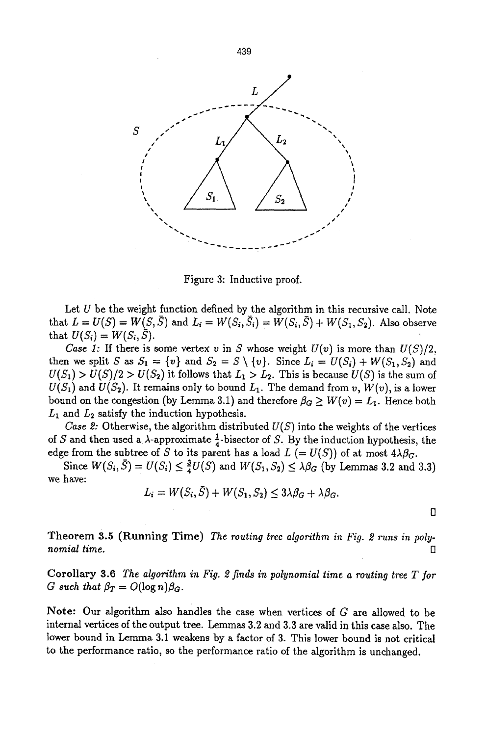Figure 3: Inductive proof.

Let $U$ be the weight function defined by the algorithm in this recursive call. Note that $L = U(S) = W(S, \bar{S})$ and $L_i = W(S_i, \bar{S_i}) = W(S_i, \bar{S}) + W(S_1, S_2)$. Also observe that $U(S_i) = W(S_i, \bar{S})$.

*Case 1:* If there is some vertex $v$ in $S$ whose weight $U(v)$ is more than $U(S)/2$, then we split $S$ as $S_1 = \{v\}$ and $S_2 = S \setminus \{v\}$. Since $L_i = U(S_i) + W(S_1, S_2)$ and $U(S_1) > U(S)/2 > U(S_2)$ it follows that $L_1 > L_2$. This is because $U(S)$ is the sum of $U(S_1)$ and $U(S_2)$. It remains only to bound $L_1$. The demand from $v$, $W(v)$, is a lower bound on the congestion (by Lemma 3.1) and therefore $\beta_G \geq W(v) = L_1$. Hence both $L_1$ and $L_2$ satisfy the induction hypothesis.

*Case 2:* Otherwise, the algorithm distributed $U(S)$ into the weights of the vertices of $S$ and then used a $\lambda$-approximate $\frac{1}{4}$-bisector of $S$. By the induction hypothesis, the edge from the subtree of $S$ to its parent has a load $L$ ($= U(S)$) of at most $4\lambda\beta_G$.

Since $W(S_i, \bar{S}) = U(S_i) \leq \frac{3}{4}U(S)$ and $W(S_1, S_2) \leq \lambda\beta_G$ (by Lemmas 3.2 and 3.3) we have:

$$L_i = W(S_i, \bar{S}) + W(S_1, S_2) \leq 3\lambda\beta_G + \lambda\beta_G.$$

□

**Theorem 3.5 (Running Time)** *The routing tree algorithm in Fig. 2 runs in polynomial time.* □

**Corollary 3.6** *The algorithm in Fig. 2 finds in polynomial time a routing tree $T$ for $G$ such that $\beta_T = O(\log n)\beta_G$.*

**Note:** Our algorithm also handles the case when vertices of $G$ are allowed to be internal vertices of the output tree. Lemmas 3.2 and 3.3 are valid in this case also. The lower bound in Lemma 3.1 weakens by a factor of 3. This lower bound is not critical to the performance ratio, so the performance ratio of the algorithm is unchanged.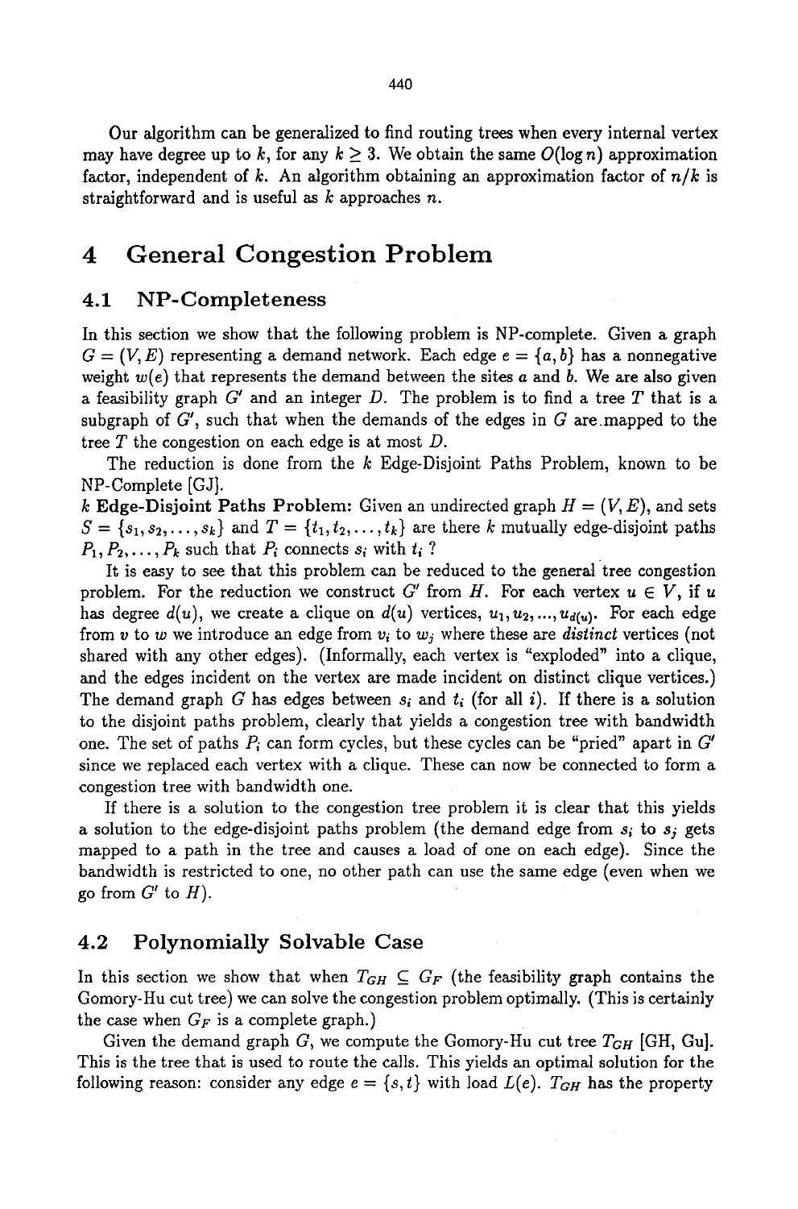Our algorithm can be generalized to find routing trees when every internal vertex may have degree up to $k$, for any $k \geq 3$. We obtain the same $O(\log n)$ approximation factor, independent of $k$. An algorithm obtaining an approximation factor of $n/k$ is straightforward and is useful as $k$ approaches $n$.

# 4 General Congestion Problem

## 4.1 NP-Completeness

In this section we show that the following problem is NP-complete. Given a graph $G = (V, E)$ representing a demand network. Each edge $e = \{a, b\}$ has a nonnegative weight $w(e)$ that represents the demand between the sites $a$ and $b$. We are also given a feasibility graph $G'$ and an integer $D$. The problem is to find a tree $T$ that is a subgraph of $G'$, such that when the demands of the edges in $G$ are mapped to the tree $T$ the congestion on each edge is at most $D$.

The reduction is done from the $k$ Edge-Disjoint Paths Problem, known to be NP-Complete [GJ].

**$k$ Edge-Disjoint Paths Problem:** Given an undirected graph $H = (V, E)$, and sets $S = \{s_1, s_2, \ldots, s_k\}$ and $T = \{t_1, t_2, \ldots, t_k\}$ are there $k$ mutually edge-disjoint paths $P_1, P_2, \ldots, P_k$ such that $P_i$ connects $s_i$ with $t_i$ ?

It is easy to see that this problem can be reduced to the general tree congestion problem. For the reduction we construct $G'$ from $H$. For each vertex $u \in V$, if $u$ has degree $d(u)$, we create a clique on $d(u)$ vertices, $u_1, u_2, ..., u_{d(u)}$. For each edge from $v$ to $w$ we introduce an edge from $v_i$ to $w_j$ where these are *distinct* vertices (not shared with any other edges). (Informally, each vertex is "exploded" into a clique, and the edges incident on the vertex are made incident on distinct clique vertices.) The demand graph $G$ has edges between $s_i$ and $t_i$ (for all $i$). If there is a solution to the disjoint paths problem, clearly that yields a congestion tree with bandwidth one. The set of paths $P_i$ can form cycles, but these cycles can be "pried" apart in $G'$ since we replaced each vertex with a clique. These can now be connected to form a congestion tree with bandwidth one.

If there is a solution to the congestion tree problem it is clear that this yields a solution to the edge-disjoint paths problem (the demand edge from $s_i$ to $s_j$ gets mapped to a path in the tree and causes a load of one on each edge). Since the bandwidth is restricted to one, no other path can use the same edge (even when we go from $G'$ to $H$).

## 4.2 Polynomially Solvable Case

In this section we show that when $T_{GH} \subseteq G_F$ (the feasibility graph contains the Gomory-Hu cut tree) we can solve the congestion problem optimally. (This is certainly the case when $G_F$ is a complete graph.)

Given the demand graph $G$, we compute the Gomory-Hu cut tree $T_{GH}$ [GH, Gu]. This is the tree that is used to route the calls. This yields an optimal solution for the following reason: consider any edge $e = \{s, t\}$ with load $L(e)$. $T_{GH}$ has the property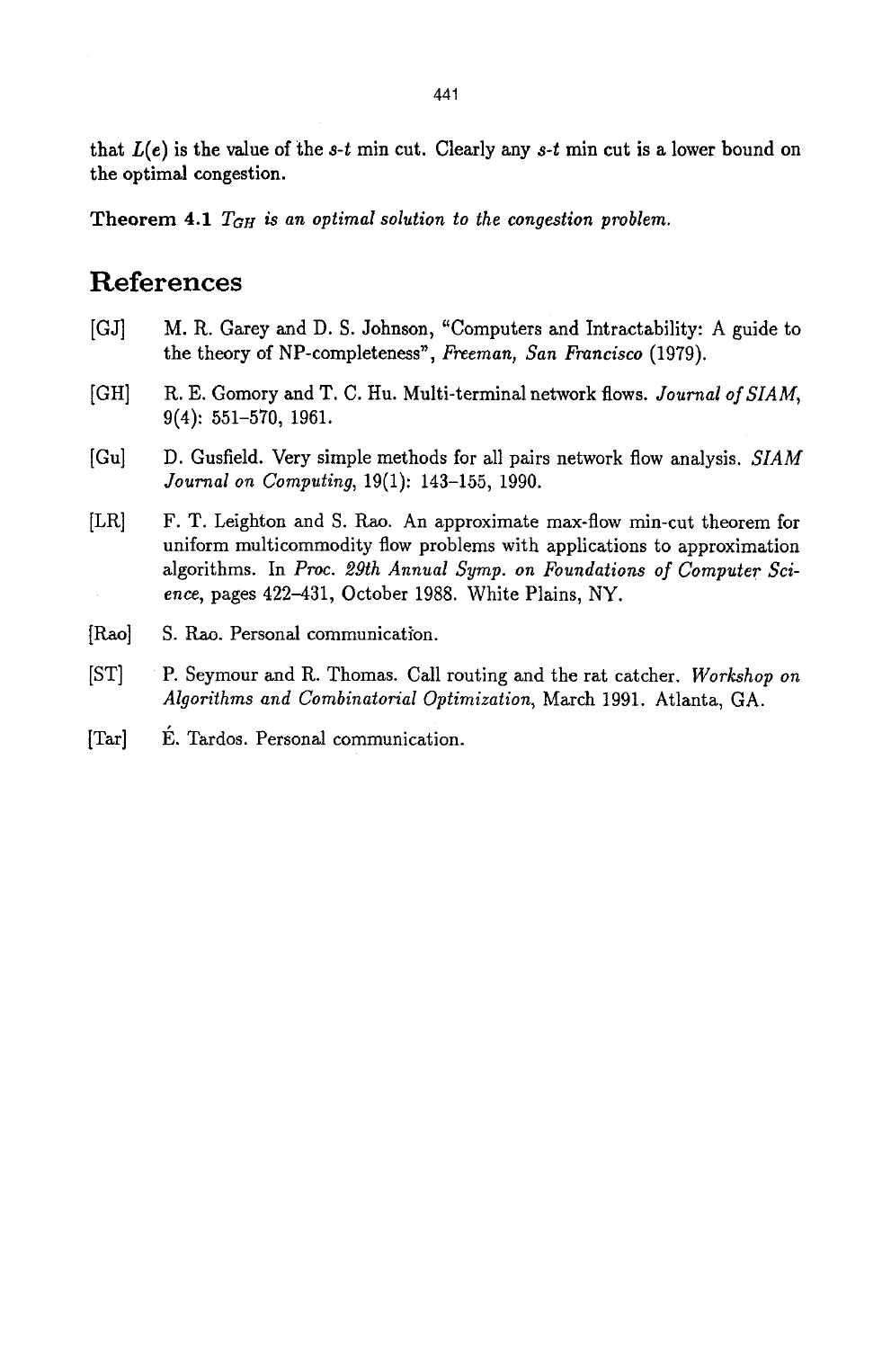that $L(e)$ is the value of the $s$-$t$ min cut. Clearly any $s$-$t$ min cut is a lower bound on the optimal congestion.

**Theorem 4.1** *$T_{GH}$ is an optimal solution to the congestion problem.*

# References

[GJ] M. R. Garey and D. S. Johnson, "Computers and Intractability: A guide to the theory of NP-completeness", *Freeman, San Francisco* (1979).

[GH] R. E. Gomory and T. C. Hu. Multi-terminal network flows. *Journal of SIAM*, 9(4): 551–570, 1961.

[Gu] D. Gusfield. Very simple methods for all pairs network flow analysis. *SIAM Journal on Computing*, 19(1): 143–155, 1990.

[LR] F. T. Leighton and S. Rao. An approximate max-flow min-cut theorem for uniform multicommodity flow problems with applications to approximation algorithms. In *Proc. 29th Annual Symp. on Foundations of Computer Science*, pages 422–431, October 1988. White Plains, NY.

[Rao] S. Rao. Personal communication.

[ST] P. Seymour and R. Thomas. Call routing and the rat catcher. *Workshop on Algorithms and Combinatorial Optimization*, March 1991. Atlanta, GA.

[Tar] É. Tardos. Personal communication.